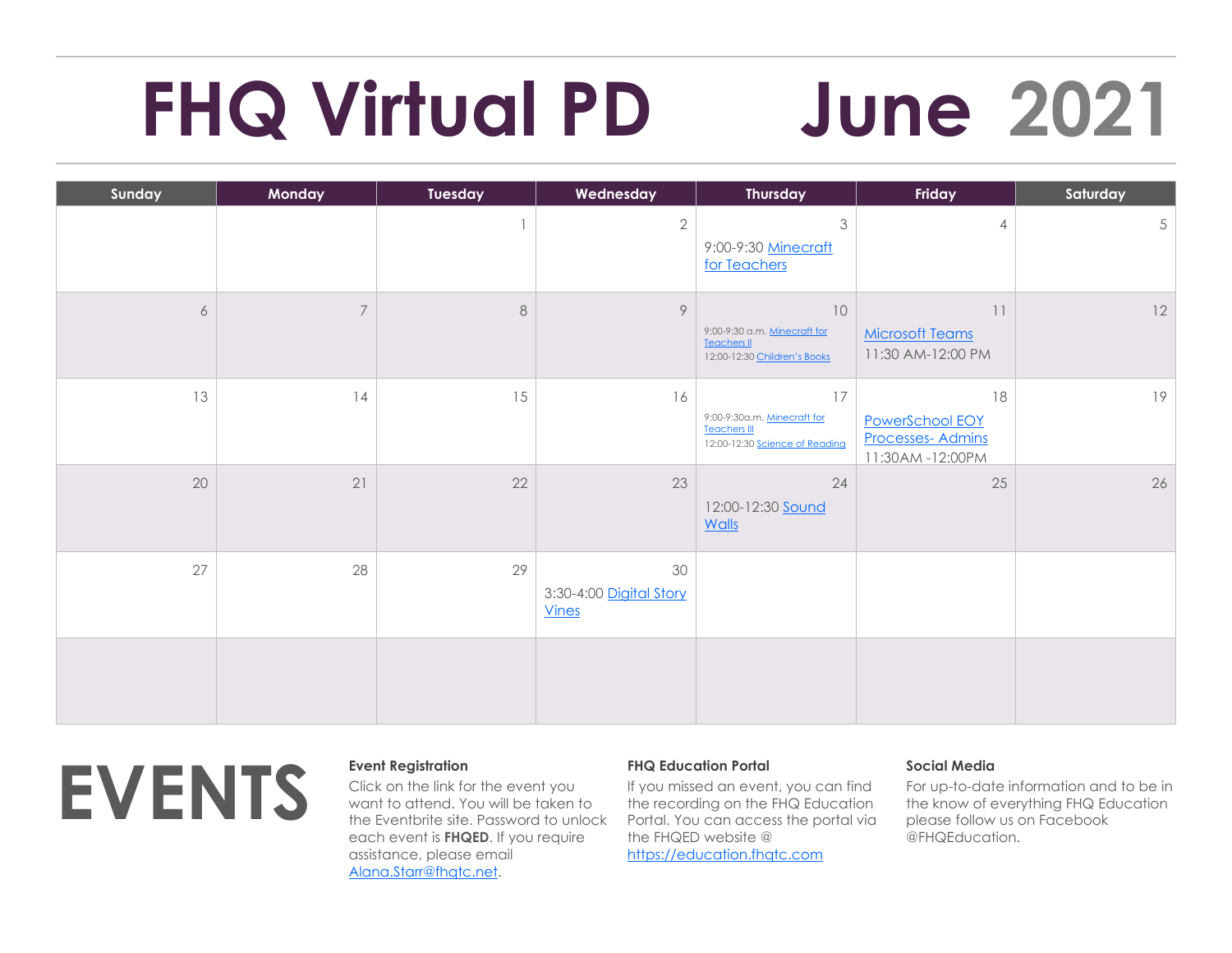# FHQ Virtual PD June 2021

| Sunday | Monday | Tuesday | Wednesday | Thursday | Friday | Saturday |
|---|---|---|---|---|---|---|
| | | 1 | 2 | 3<br>9:00-9:30 Minecraft for Teachers | 4 | 5 |
| 6 | 7 | 8 | 9 | 10<br>9:00-9:30 a.m. Minecraft for Teachers II<br>12:00-12:30 Children's Books | 11<br>Microsoft Teams<br>11:30 AM-12:00 PM | 12 |
| 13 | 14 | 15 | 16 | 17<br>9:00-9:30a.m. Minecraft for Teachers III<br>12:00-12:30 Science of Reading | 18<br>PowerSchool EOY Processes- Admins<br>11:30AM -12:00PM | 19 |
| 20 | 21 | 22 | 23 | 24<br>12:00-12:30 Sound Walls | 25 | 26 |
| 27 | 28 | 29 | 30<br>3:30-4:00 Digital Story Vines | | | |
| | | | | | | |

# EVENTS

**Event Registration**

Click on the link for the event you want to attend. You will be taken to the Eventbrite site. Password to unlock each event is **FHQED**. If you require assistance, please email Alana.Starr@fhqtc.net.

**FHQ Education Portal**

If you missed an event, you can find the recording on the FHQ Education Portal. You can access the portal via the FHQED website @ https://education.fhqtc.com

**Social Media**

For up-to-date information and to be in the know of everything FHQ Education please follow us on Facebook @FHQEducation.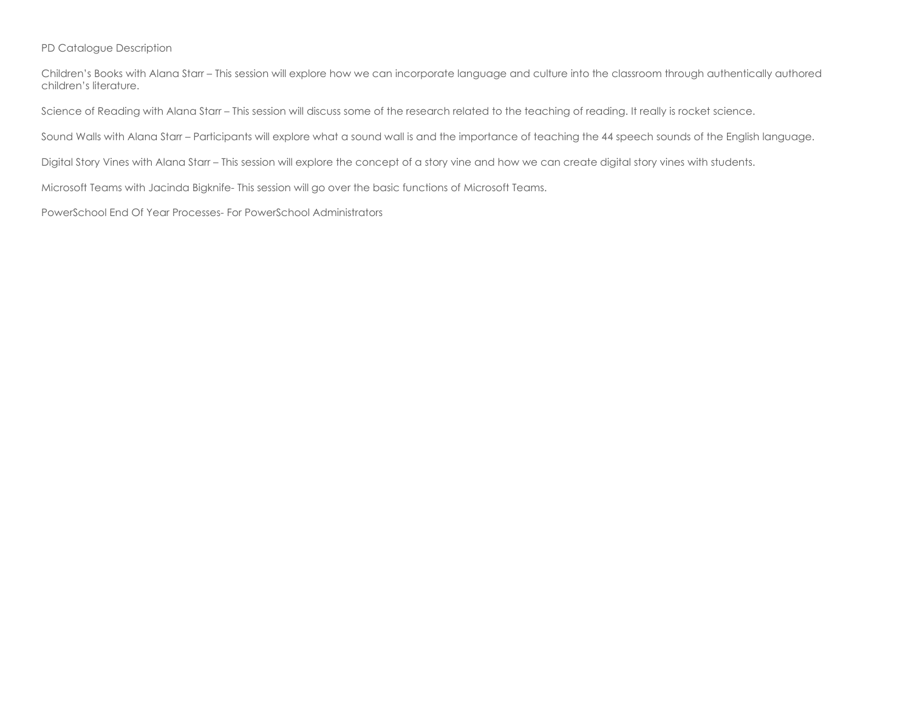PD Catalogue Description

Children's Books with Alana Starr – This session will explore how we can incorporate language and culture into the classroom through authentically authored children's literature.

Science of Reading with Alana Starr – This session will discuss some of the research related to the teaching of reading. It really is rocket science.

Sound Walls with Alana Starr – Participants will explore what a sound wall is and the importance of teaching the 44 speech sounds of the English language.

Digital Story Vines with Alana Starr – This session will explore the concept of a story vine and how we can create digital story vines with students.

Microsoft Teams with Jacinda Bigknife- This session will go over the basic functions of Microsoft Teams.

PowerSchool End Of Year Processes- For PowerSchool Administrators